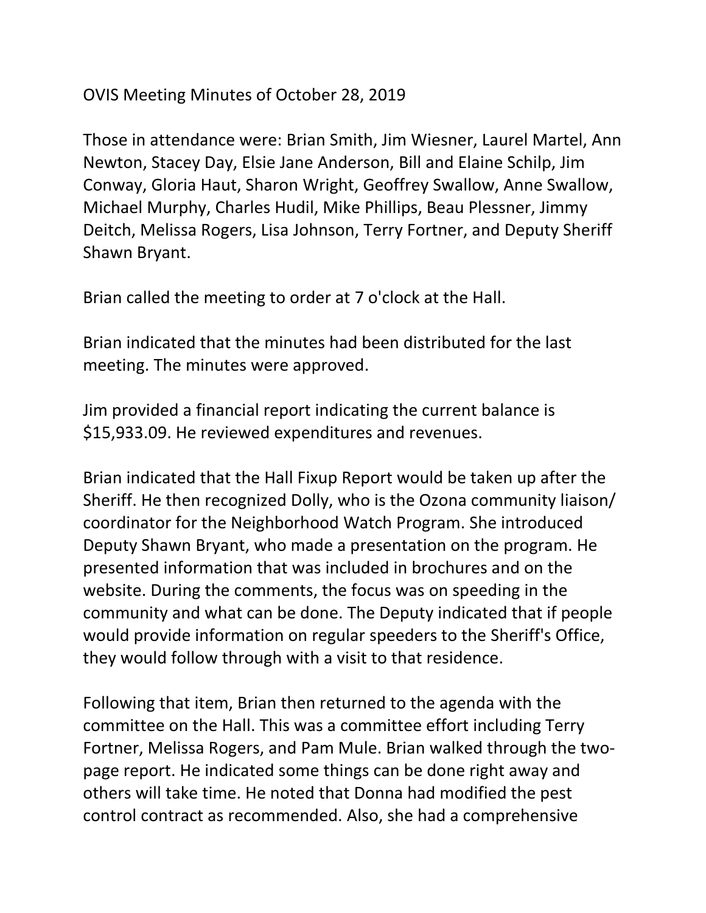OVIS Meeting Minutes of October 28, 2019

Those in attendance were: Brian Smith, Jim Wiesner, Laurel Martel, Ann Newton, Stacey Day, Elsie Jane Anderson, Bill and Elaine Schilp, Jim Conway, Gloria Haut, Sharon Wright, Geoffrey Swallow, Anne Swallow, Michael Murphy, Charles Hudil, Mike Phillips, Beau Plessner, Jimmy Deitch, Melissa Rogers, Lisa Johnson, Terry Fortner, and Deputy Sheriff Shawn Bryant.

Brian called the meeting to order at 7 o'clock at the Hall.

Brian indicated that the minutes had been distributed for the last meeting. The minutes were approved.

Jim provided a financial report indicating the current balance is $15,933.09. He reviewed expenditures and revenues.

Brian indicated that the Hall Fixup Report would be taken up after the Sheriff. He then recognized Dolly, who is the Ozona community liaison/ coordinator for the Neighborhood Watch Program. She introduced Deputy Shawn Bryant, who made a presentation on the program. He presented information that was included in brochures and on the website. During the comments, the focus was on speeding in the community and what can be done. The Deputy indicated that if people would provide information on regular speeders to the Sheriff's Office, they would follow through with a visit to that residence.

Following that item, Brian then returned to the agenda with the committee on the Hall. This was a committee effort including Terry Fortner, Melissa Rogers, and Pam Mule. Brian walked through the two-page report. He indicated some things can be done right away and others will take time. He noted that Donna had modified the pest control contract as recommended. Also, she had a comprehensive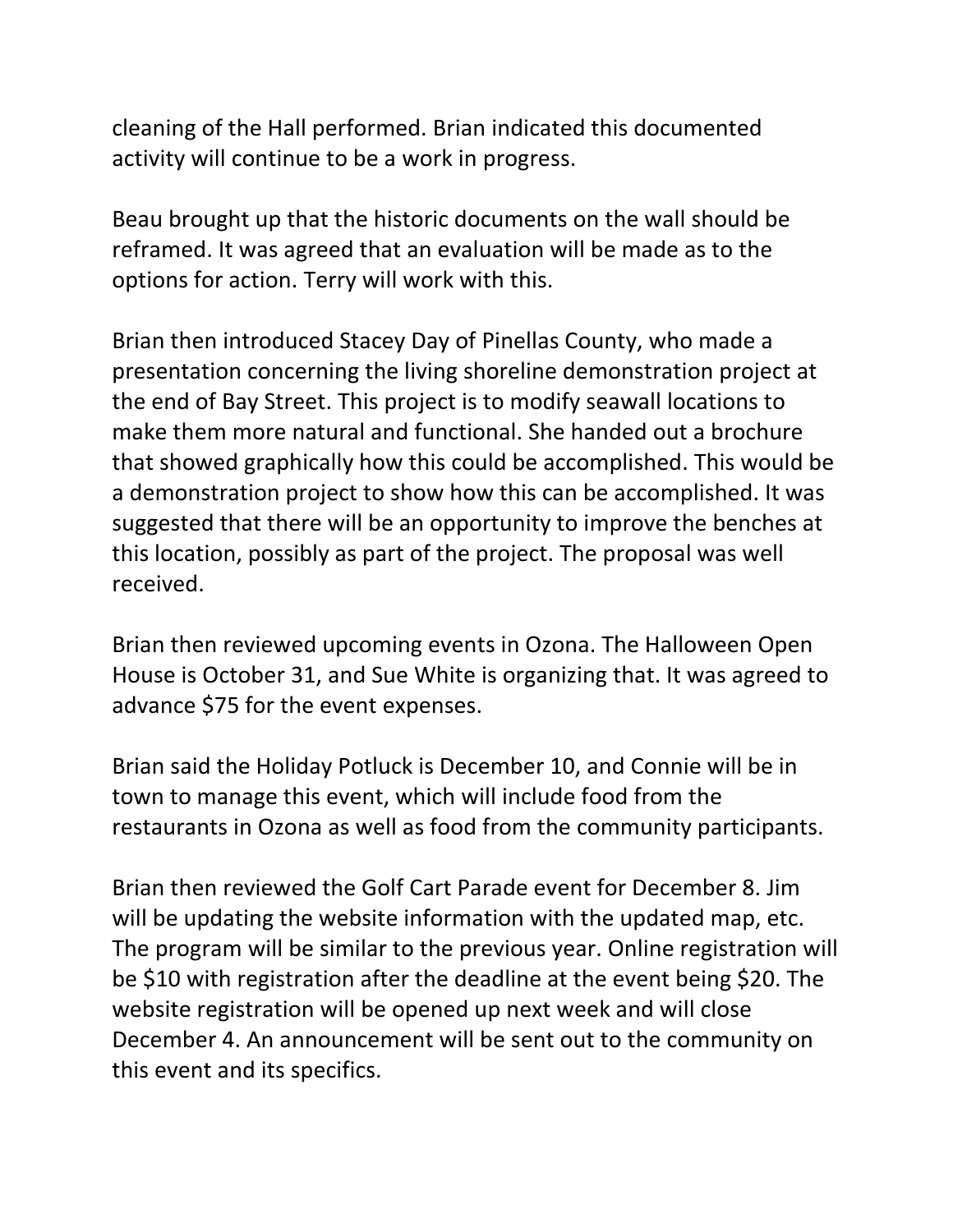cleaning of the Hall performed. Brian indicated this documented activity will continue to be a work in progress.

Beau brought up that the historic documents on the wall should be reframed. It was agreed that an evaluation will be made as to the options for action. Terry will work with this.

Brian then introduced Stacey Day of Pinellas County, who made a presentation concerning the living shoreline demonstration project at the end of Bay Street. This project is to modify seawall locations to make them more natural and functional. She handed out a brochure that showed graphically how this could be accomplished. This would be a demonstration project to show how this can be accomplished. It was suggested that there will be an opportunity to improve the benches at this location, possibly as part of the project. The proposal was well received.

Brian then reviewed upcoming events in Ozona. The Halloween Open House is October 31, and Sue White is organizing that. It was agreed to advance $75 for the event expenses.

Brian said the Holiday Potluck is December 10, and Connie will be in town to manage this event, which will include food from the restaurants in Ozona as well as food from the community participants.

Brian then reviewed the Golf Cart Parade event for December 8. Jim will be updating the website information with the updated map, etc. The program will be similar to the previous year. Online registration will be $10 with registration after the deadline at the event being $20. The website registration will be opened up next week and will close December 4. An announcement will be sent out to the community on this event and its specifics.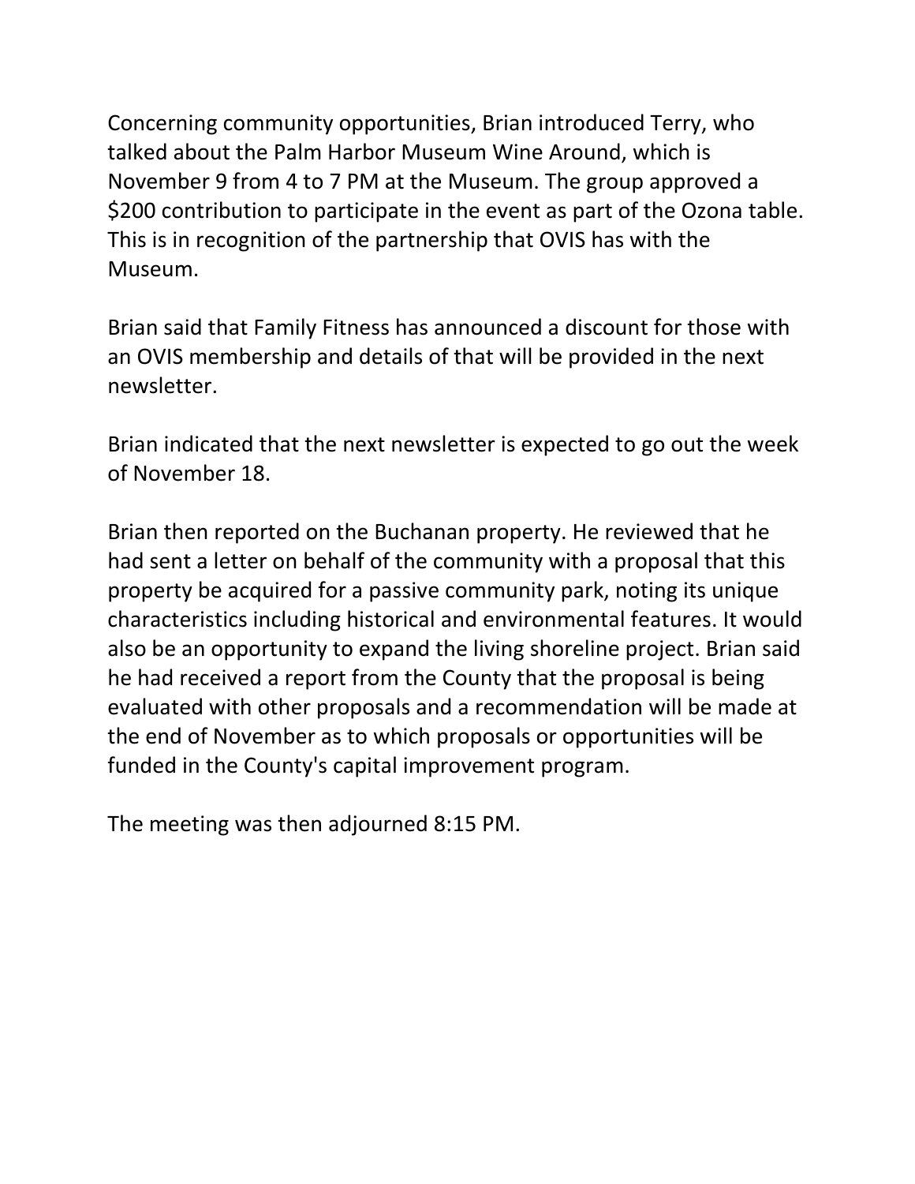Concerning community opportunities, Brian introduced Terry, who talked about the Palm Harbor Museum Wine Around, which is November 9 from 4 to 7 PM at the Museum. The group approved a $200 contribution to participate in the event as part of the Ozona table. This is in recognition of the partnership that OVIS has with the Museum.

Brian said that Family Fitness has announced a discount for those with an OVIS membership and details of that will be provided in the next newsletter.

Brian indicated that the next newsletter is expected to go out the week of November 18.

Brian then reported on the Buchanan property. He reviewed that he had sent a letter on behalf of the community with a proposal that this property be acquired for a passive community park, noting its unique characteristics including historical and environmental features. It would also be an opportunity to expand the living shoreline project. Brian said he had received a report from the County that the proposal is being evaluated with other proposals and a recommendation will be made at the end of November as to which proposals or opportunities will be funded in the County's capital improvement program.

The meeting was then adjourned 8:15 PM.